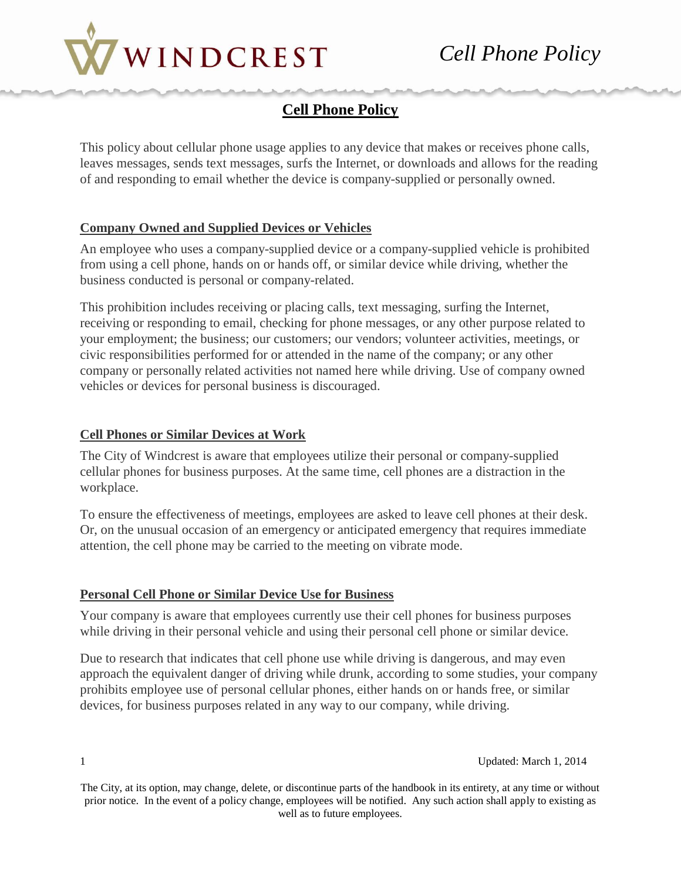# Cell Phone Policy

This policy about cellular phone usage applies to any device that makes or receives phone calls, leaves messages, sends text messages, surfs the Internet, or downloads and allows for the reading of and responding to email whether the device is company-supplied or personally owned.

## Company Owned and Supplied Devices or Vehicles

An employee who uses a company-supplied device or a company-supplied vehicle is prohibited from using a cell phone, hands on or hands off, or similar device while driving, whether the business conducted is personal or company-related.

This prohibition includes receiving or placing calls, text messaging, surfing the Internet, receiving or responding to email, checking for phone messages, or any other purpose related to your employment; the business; our customers; our vendors; volunteer activities, meetings, or civic responsibilities performed for or attended in the name of the company; or any other company or personally related activities not named here while driving. Use of company owned vehicles or devices for personal business is discouraged.

## Cell Phones or Similar Devices at Work

The City of Windcrest is aware that employees utilize their personal or company-supplied cellular phones for business purposes. At the same time, cell phones are a distraction in the workplace.

To ensure the effectiveness of meetings, employees are asked to leave cell phones at their desk. Or, on the unusual occasion of an emergency or anticipated emergency that requires immediate attention, the cell phone may be carried to the meeting on vibrate mode.

## Personal Cell Phone or Similar Device Use for Business

Your company is aware that employees currently use their cell phones for business purposes while driving in their personal vehicle and using their personal cell phone or similar device.

Due to research that indicates that cell phone use while driving is dangerous, and may even approach the equivalent danger of driving while drunk, according to some studies, your company prohibits employee use of personal cellular phones, either hands on or hands free, or similar devices, for business purposes related in any way to our company, while driving.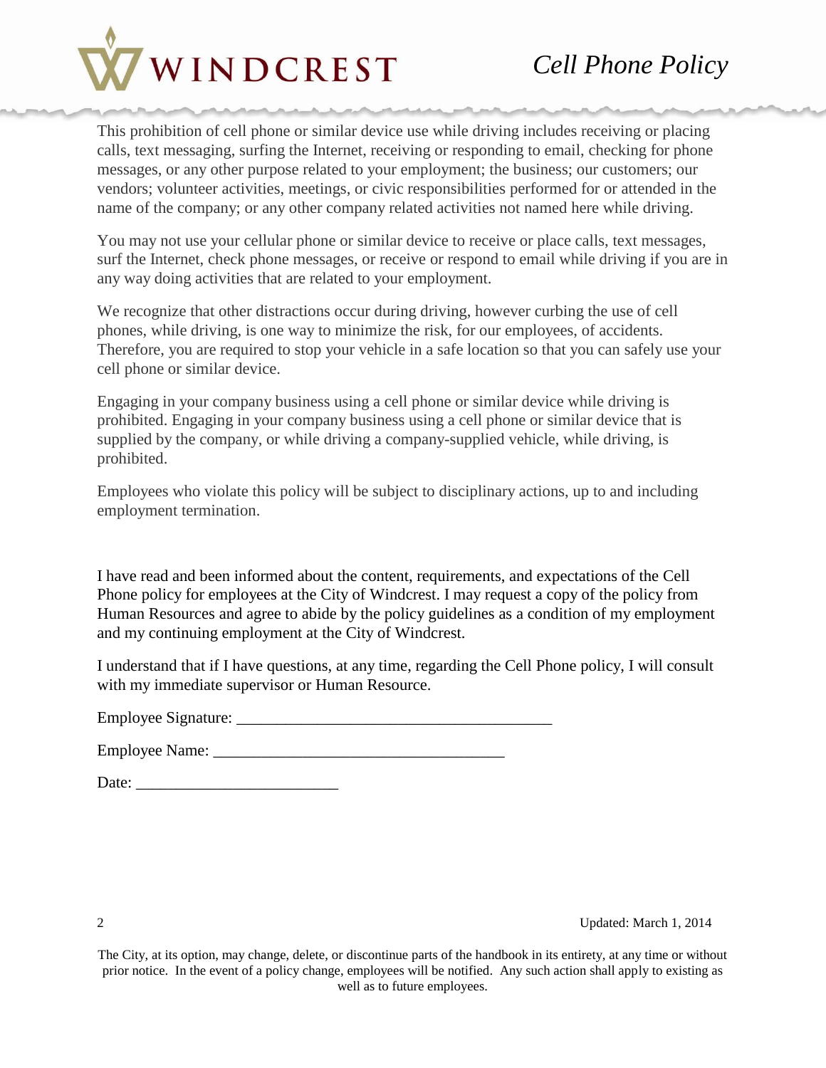This prohibition of cell phone or similar device use while driving includes receiving or placing calls, text messaging, surfing the Internet, receiving or responding to email, checking for phone messages, or any other purpose related to your employment; the business; our customers; our vendors; volunteer activities, meetings, or civic responsibilities performed for or attended in the name of the company; or any other company related activities not named here while driving.

You may not use your cellular phone or similar device to receive or place calls, text messages, surf the Internet, check phone messages, or receive or respond to email while driving if you are in any way doing activities that are related to your employment.

We recognize that other distractions occur during driving, however curbing the use of cell phones, while driving, is one way to minimize the risk, for our employees, of accidents. Therefore, you are required to stop your vehicle in a safe location so that you can safely use your cell phone or similar device.

Engaging in your company business using a cell phone or similar device while driving is prohibited. Engaging in your company business using a cell phone or similar device that is supplied by the company, or while driving a company-supplied vehicle, while driving, is prohibited.

Employees who violate this policy will be subject to disciplinary actions, up to and including employment termination.

I have read and been informed about the content, requirements, and expectations of the Cell Phone policy for employees at the City of Windcrest. I may request a copy of the policy from Human Resources and agree to abide by the policy guidelines as a condition of my employment and my continuing employment at the City of Windcrest.

I understand that if I have questions, at any time, regarding the Cell Phone policy, I will consult with my immediate supervisor or Human Resource.

Employee Signature: _______________________________________

Employee Name: ____________________________________

Date: _________________________

Updated: March 1, 2014

The City, at its option, may change, delete, or discontinue parts of the handbook in its entirety, at any time or without prior notice. In the event of a policy change, employees will be notified. Any such action shall apply to existing as well as to future employees.